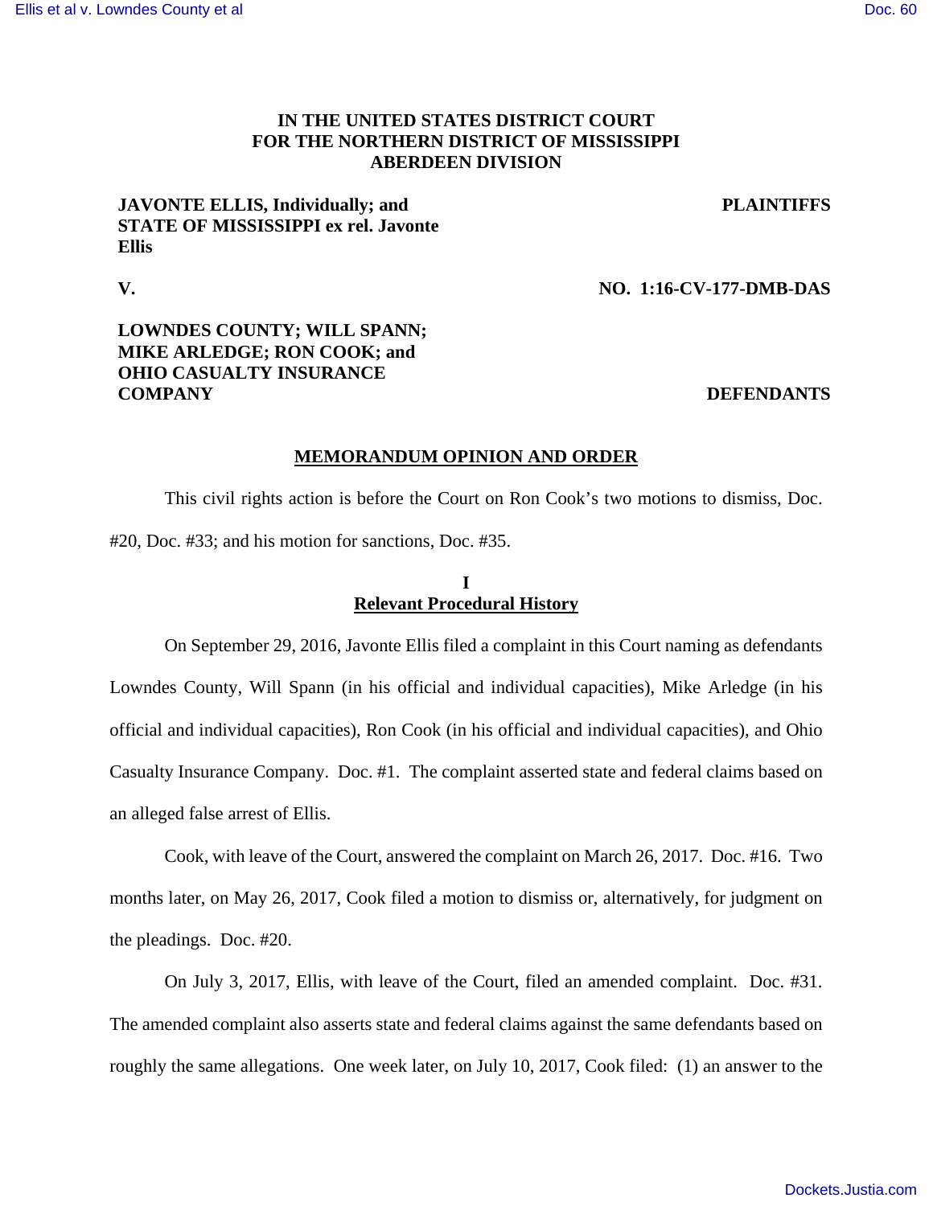**IN THE UNITED STATES DISTRICT COURT**
**FOR THE NORTHERN DISTRICT OF MISSISSIPPI**
**ABERDEEN DIVISION**

**JAVONTE ELLIS, Individually; and STATE OF MISSISSIPPI ex rel. Javonte Ellis** — **PLAINTIFFS**

**V.** — **NO. 1:16-CV-177-DMB-DAS**

**LOWNDES COUNTY; WILL SPANN; MIKE ARLEDGE; RON COOK; and OHIO CASUALTY INSURANCE COMPANY** — **DEFENDANTS**

## MEMORANDUM OPINION AND ORDER

This civil rights action is before the Court on Ron Cook's two motions to dismiss, Doc. #20, Doc. #33; and his motion for sanctions, Doc. #35.

### I
### Relevant Procedural History

On September 29, 2016, Javonte Ellis filed a complaint in this Court naming as defendants Lowndes County, Will Spann (in his official and individual capacities), Mike Arledge (in his official and individual capacities), Ron Cook (in his official and individual capacities), and Ohio Casualty Insurance Company. Doc. #1. The complaint asserted state and federal claims based on an alleged false arrest of Ellis.

Cook, with leave of the Court, answered the complaint on March 26, 2017. Doc. #16. Two months later, on May 26, 2017, Cook filed a motion to dismiss or, alternatively, for judgment on the pleadings. Doc. #20.

On July 3, 2017, Ellis, with leave of the Court, filed an amended complaint. Doc. #31. The amended complaint also asserts state and federal claims against the same defendants based on roughly the same allegations. One week later, on July 10, 2017, Cook filed: (1) an answer to the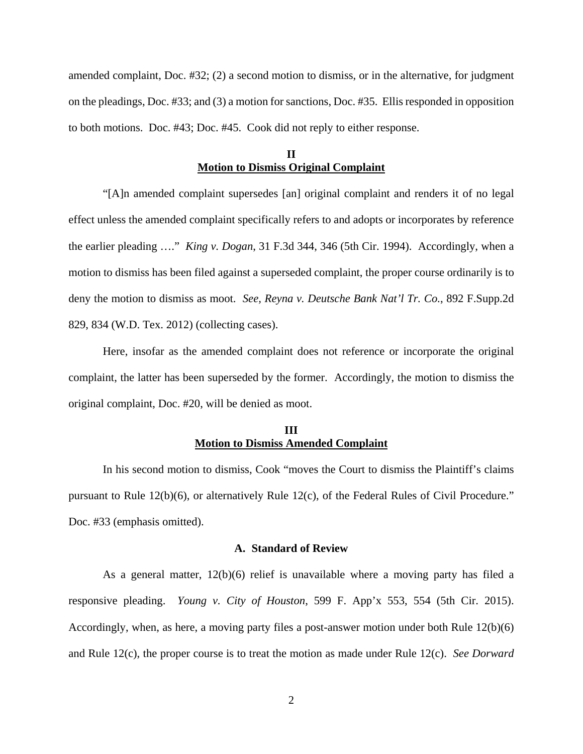amended complaint, Doc. #32; (2) a second motion to dismiss, or in the alternative, for judgment on the pleadings, Doc. #33; and (3) a motion for sanctions, Doc. #35. Ellis responded in opposition to both motions. Doc. #43; Doc. #45. Cook did not reply to either response.

## II
## Motion to Dismiss Original Complaint

"[A]n amended complaint supersedes [an] original complaint and renders it of no legal effect unless the amended complaint specifically refers to and adopts or incorporates by reference the earlier pleading …." *King v. Dogan*, 31 F.3d 344, 346 (5th Cir. 1994). Accordingly, when a motion to dismiss has been filed against a superseded complaint, the proper course ordinarily is to deny the motion to dismiss as moot. *See, Reyna v. Deutsche Bank Nat'l Tr. Co.*, 892 F.Supp.2d 829, 834 (W.D. Tex. 2012) (collecting cases).

Here, insofar as the amended complaint does not reference or incorporate the original complaint, the latter has been superseded by the former. Accordingly, the motion to dismiss the original complaint, Doc. #20, will be denied as moot.

## III
## Motion to Dismiss Amended Complaint

In his second motion to dismiss, Cook "moves the Court to dismiss the Plaintiff's claims pursuant to Rule 12(b)(6), or alternatively Rule 12(c), of the Federal Rules of Civil Procedure." Doc. #33 (emphasis omitted).

### A. Standard of Review

As a general matter, 12(b)(6) relief is unavailable where a moving party has filed a responsive pleading. *Young v. City of Houston*, 599 F. App'x 553, 554 (5th Cir. 2015). Accordingly, when, as here, a moving party files a post-answer motion under both Rule 12(b)(6) and Rule 12(c), the proper course is to treat the motion as made under Rule 12(c). *See Dorward*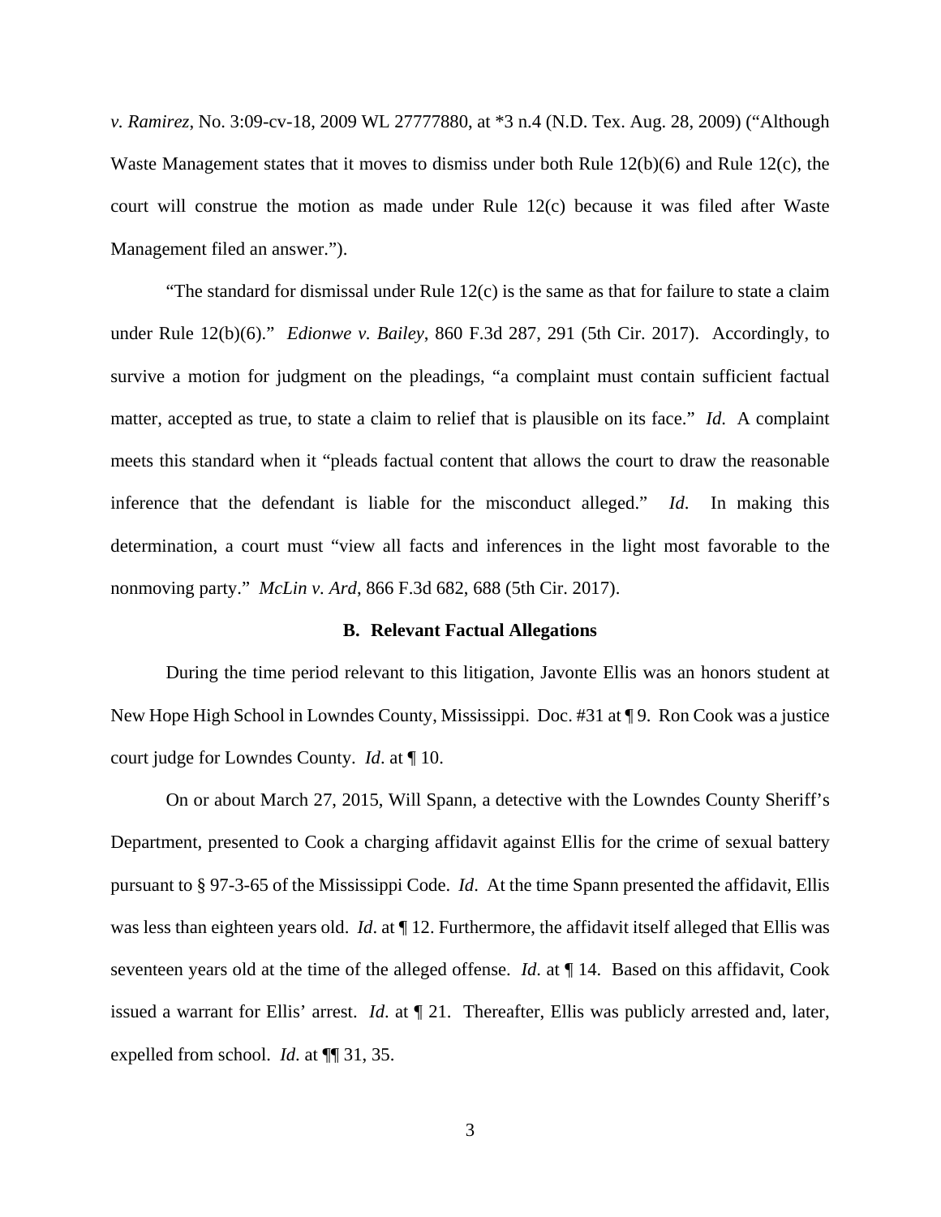*v. Ramirez*, No. 3:09-cv-18, 2009 WL 27777880, at *3 n.4 (N.D. Tex. Aug. 28, 2009) ("Although Waste Management states that it moves to dismiss under both Rule 12(b)(6) and Rule 12(c), the court will construe the motion as made under Rule 12(c) because it was filed after Waste Management filed an answer.").

"The standard for dismissal under Rule 12(c) is the same as that for failure to state a claim under Rule 12(b)(6)." *Edionwe v. Bailey*, 860 F.3d 287, 291 (5th Cir. 2017). Accordingly, to survive a motion for judgment on the pleadings, "a complaint must contain sufficient factual matter, accepted as true, to state a claim to relief that is plausible on its face." *Id*. A complaint meets this standard when it "pleads factual content that allows the court to draw the reasonable inference that the defendant is liable for the misconduct alleged." *Id.* In making this determination, a court must "view all facts and inferences in the light most favorable to the nonmoving party." *McLin v. Ard*, 866 F.3d 682, 688 (5th Cir. 2017).

### B. Relevant Factual Allegations

During the time period relevant to this litigation, Javonte Ellis was an honors student at New Hope High School in Lowndes County, Mississippi. Doc. #31 at ¶ 9. Ron Cook was a justice court judge for Lowndes County. *Id*. at ¶ 10.

On or about March 27, 2015, Will Spann, a detective with the Lowndes County Sheriff's Department, presented to Cook a charging affidavit against Ellis for the crime of sexual battery pursuant to § 97-3-65 of the Mississippi Code. *Id*. At the time Spann presented the affidavit, Ellis was less than eighteen years old. *Id*. at ¶ 12. Furthermore, the affidavit itself alleged that Ellis was seventeen years old at the time of the alleged offense. *Id.* at ¶ 14. Based on this affidavit, Cook issued a warrant for Ellis' arrest. *Id.* at ¶ 21. Thereafter, Ellis was publicly arrested and, later, expelled from school. *Id.* at ¶¶ 31, 35.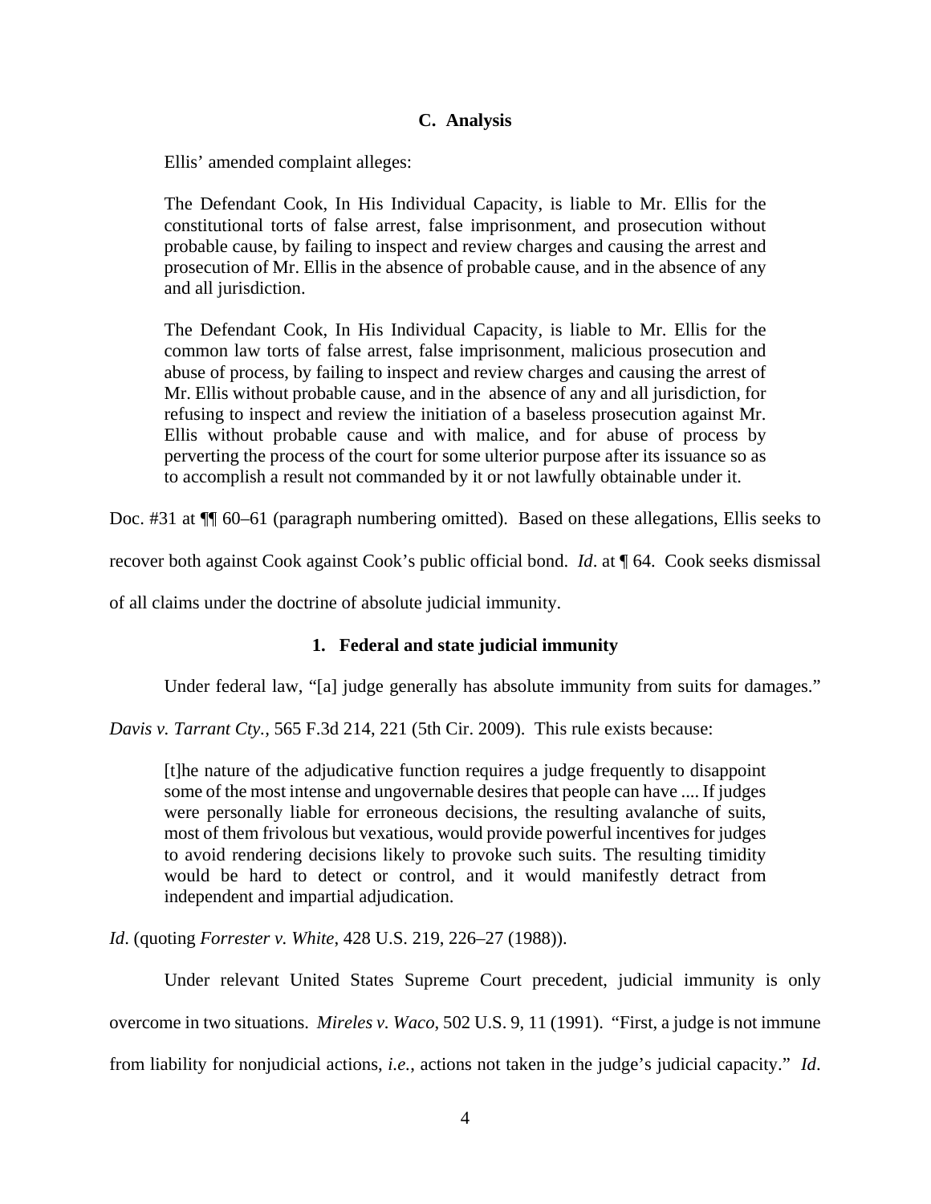### C. Analysis

Ellis' amended complaint alleges:

> The Defendant Cook, In His Individual Capacity, is liable to Mr. Ellis for the constitutional torts of false arrest, false imprisonment, and prosecution without probable cause, by failing to inspect and review charges and causing the arrest and prosecution of Mr. Ellis in the absence of probable cause, and in the absence of any and all jurisdiction.
>
> The Defendant Cook, In His Individual Capacity, is liable to Mr. Ellis for the common law torts of false arrest, false imprisonment, malicious prosecution and abuse of process, by failing to inspect and review charges and causing the arrest of Mr. Ellis without probable cause, and in the absence of any and all jurisdiction, for refusing to inspect and review the initiation of a baseless prosecution against Mr. Ellis without probable cause and with malice, and for abuse of process by perverting the process of the court for some ulterior purpose after its issuance so as to accomplish a result not commanded by it or not lawfully obtainable under it.

Doc. #31 at ¶¶ 60–61 (paragraph numbering omitted). Based on these allegations, Ellis seeks to recover both against Cook against Cook's public official bond. *Id*. at ¶ 64. Cook seeks dismissal of all claims under the doctrine of absolute judicial immunity.

#### 1. Federal and state judicial immunity

Under federal law, "[a] judge generally has absolute immunity from suits for damages." *Davis v. Tarrant Cty.*, 565 F.3d 214, 221 (5th Cir. 2009). This rule exists because:

> [t]he nature of the adjudicative function requires a judge frequently to disappoint some of the most intense and ungovernable desires that people can have .... If judges were personally liable for erroneous decisions, the resulting avalanche of suits, most of them frivolous but vexatious, would provide powerful incentives for judges to avoid rendering decisions likely to provoke such suits. The resulting timidity would be hard to detect or control, and it would manifestly detract from independent and impartial adjudication.

*Id*. (quoting *Forrester v. White*, 428 U.S. 219, 226–27 (1988)).

Under relevant United States Supreme Court precedent, judicial immunity is only overcome in two situations. *Mireles v. Waco*, 502 U.S. 9, 11 (1991). "First, a judge is not immune from liability for nonjudicial actions, *i.e.*, actions not taken in the judge's judicial capacity." *Id*.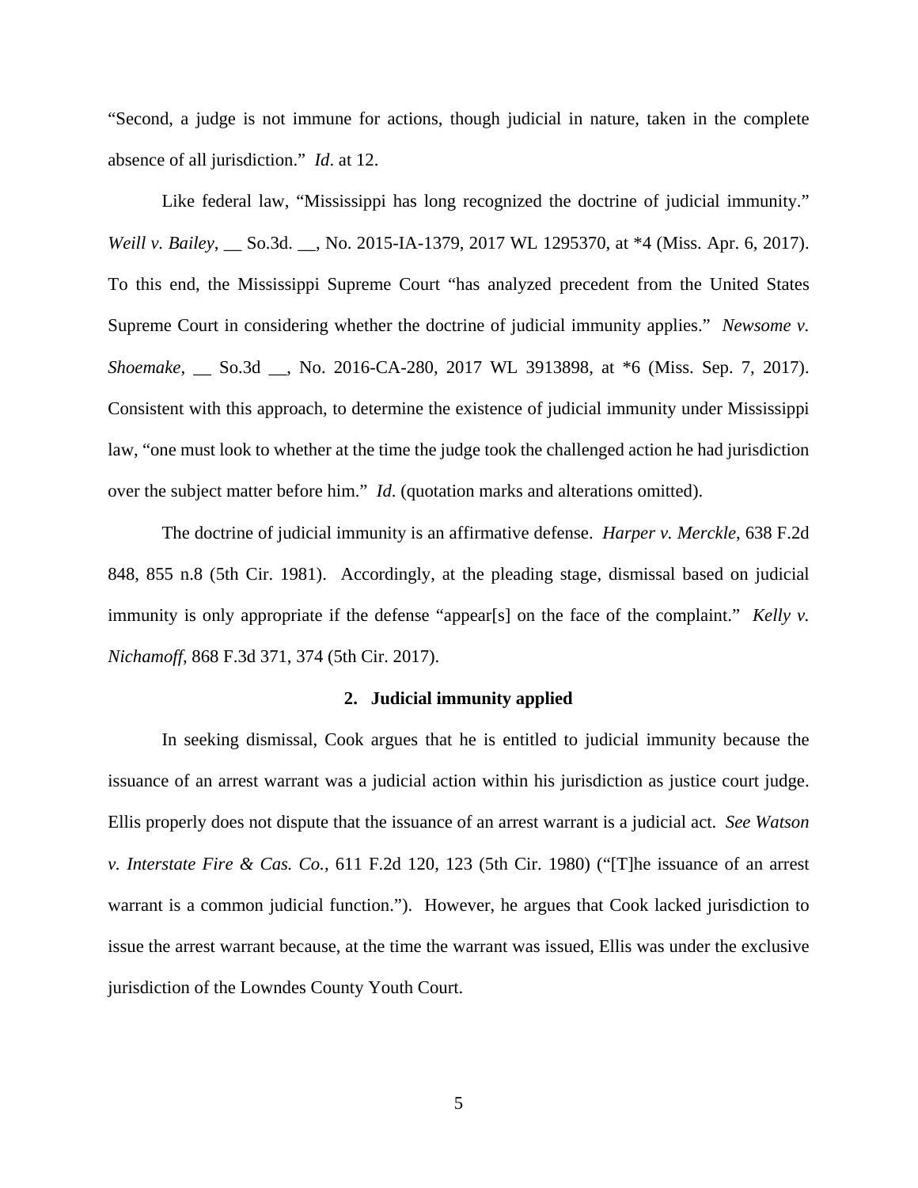"Second, a judge is not immune for actions, though judicial in nature, taken in the complete absence of all jurisdiction." *Id*. at 12.

Like federal law, "Mississippi has long recognized the doctrine of judicial immunity." *Weill v. Bailey*, __ So.3d. __, No. 2015-IA-1379, 2017 WL 1295370, at *4 (Miss. Apr. 6, 2017). To this end, the Mississippi Supreme Court "has analyzed precedent from the United States Supreme Court in considering whether the doctrine of judicial immunity applies." *Newsome v. Shoemake*, __ So.3d __, No. 2016-CA-280, 2017 WL 3913898, at *6 (Miss. Sep. 7, 2017). Consistent with this approach, to determine the existence of judicial immunity under Mississippi law, "one must look to whether at the time the judge took the challenged action he had jurisdiction over the subject matter before him." *Id*. (quotation marks and alterations omitted).

The doctrine of judicial immunity is an affirmative defense. *Harper v. Merckle*, 638 F.2d 848, 855 n.8 (5th Cir. 1981). Accordingly, at the pleading stage, dismissal based on judicial immunity is only appropriate if the defense "appear[s] on the face of the complaint." *Kelly v. Nichamoff*, 868 F.3d 371, 374 (5th Cir. 2017).

### 2. Judicial immunity applied

In seeking dismissal, Cook argues that he is entitled to judicial immunity because the issuance of an arrest warrant was a judicial action within his jurisdiction as justice court judge. Ellis properly does not dispute that the issuance of an arrest warrant is a judicial act. *See Watson v. Interstate Fire & Cas. Co.*, 611 F.2d 120, 123 (5th Cir. 1980) ("[T]he issuance of an arrest warrant is a common judicial function."). However, he argues that Cook lacked jurisdiction to issue the arrest warrant because, at the time the warrant was issued, Ellis was under the exclusive jurisdiction of the Lowndes County Youth Court.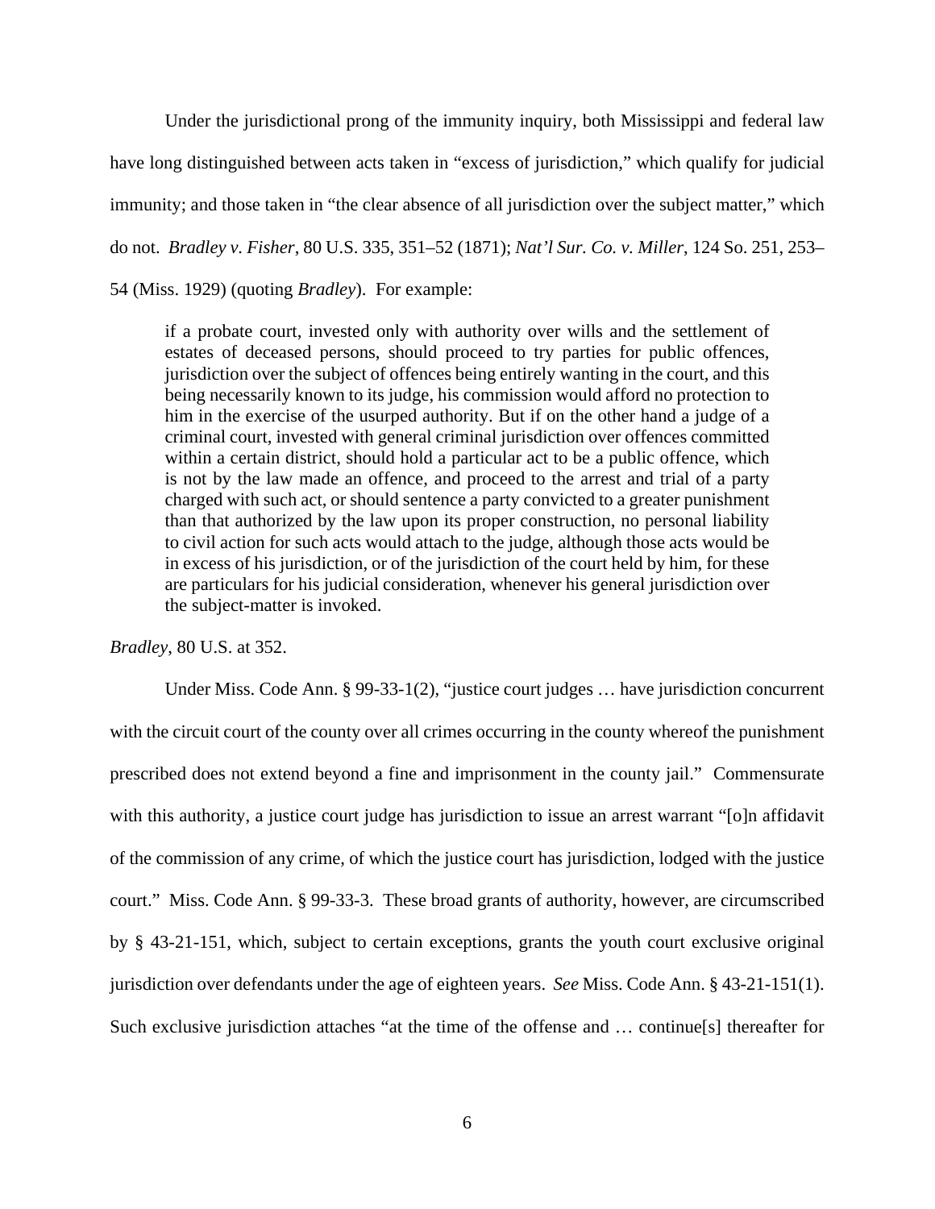Under the jurisdictional prong of the immunity inquiry, both Mississippi and federal law have long distinguished between acts taken in "excess of jurisdiction," which qualify for judicial immunity; and those taken in "the clear absence of all jurisdiction over the subject matter," which do not. *Bradley v. Fisher*, 80 U.S. 335, 351–52 (1871); *Nat'l Sur. Co. v. Miller*, 124 So. 251, 253–54 (Miss. 1929) (quoting *Bradley*). For example:

> if a probate court, invested only with authority over wills and the settlement of estates of deceased persons, should proceed to try parties for public offences, jurisdiction over the subject of offences being entirely wanting in the court, and this being necessarily known to its judge, his commission would afford no protection to him in the exercise of the usurped authority. But if on the other hand a judge of a criminal court, invested with general criminal jurisdiction over offences committed within a certain district, should hold a particular act to be a public offence, which is not by the law made an offence, and proceed to the arrest and trial of a party charged with such act, or should sentence a party convicted to a greater punishment than that authorized by the law upon its proper construction, no personal liability to civil action for such acts would attach to the judge, although those acts would be in excess of his jurisdiction, or of the jurisdiction of the court held by him, for these are particulars for his judicial consideration, whenever his general jurisdiction over the subject-matter is invoked.

*Bradley*, 80 U.S. at 352.

Under Miss. Code Ann. § 99-33-1(2), "justice court judges … have jurisdiction concurrent with the circuit court of the county over all crimes occurring in the county whereof the punishment prescribed does not extend beyond a fine and imprisonment in the county jail." Commensurate with this authority, a justice court judge has jurisdiction to issue an arrest warrant "[o]n affidavit of the commission of any crime, of which the justice court has jurisdiction, lodged with the justice court." Miss. Code Ann. § 99-33-3. These broad grants of authority, however, are circumscribed by § 43-21-151, which, subject to certain exceptions, grants the youth court exclusive original jurisdiction over defendants under the age of eighteen years. *See* Miss. Code Ann. § 43-21-151(1). Such exclusive jurisdiction attaches "at the time of the offense and … continue[s] thereafter for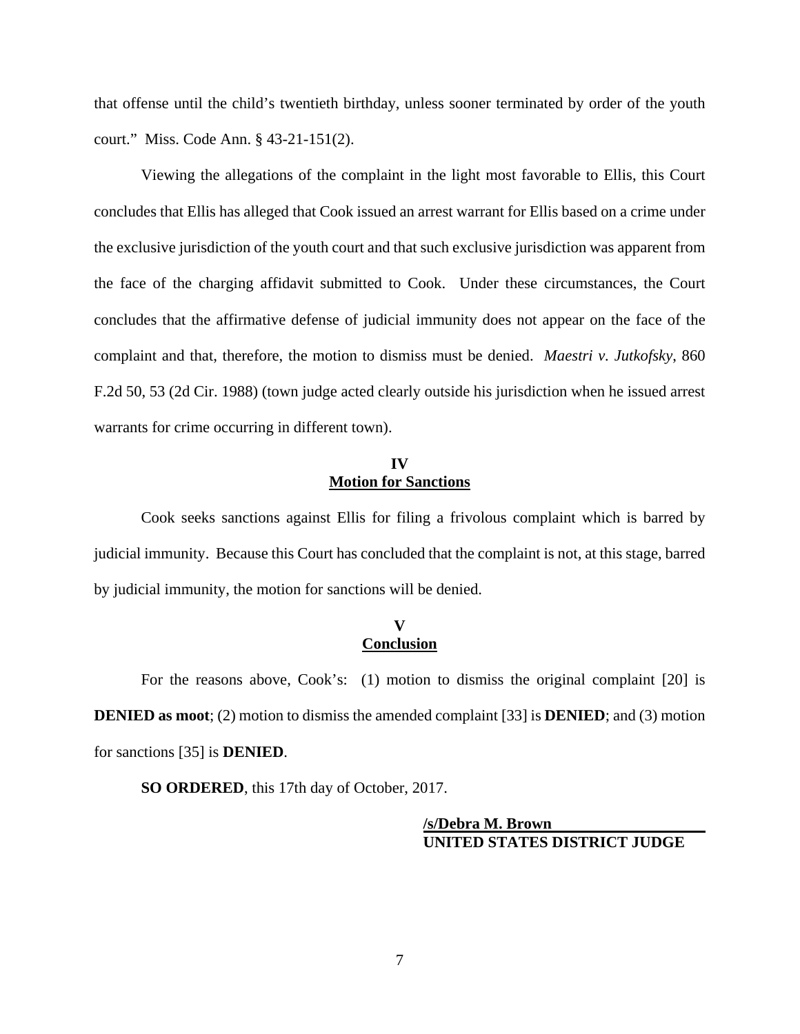that offense until the child's twentieth birthday, unless sooner terminated by order of the youth court." Miss. Code Ann. § 43-21-151(2).

Viewing the allegations of the complaint in the light most favorable to Ellis, this Court concludes that Ellis has alleged that Cook issued an arrest warrant for Ellis based on a crime under the exclusive jurisdiction of the youth court and that such exclusive jurisdiction was apparent from the face of the charging affidavit submitted to Cook. Under these circumstances, the Court concludes that the affirmative defense of judicial immunity does not appear on the face of the complaint and that, therefore, the motion to dismiss must be denied. *Maestri v. Jutkofsky*, 860 F.2d 50, 53 (2d Cir. 1988) (town judge acted clearly outside his jurisdiction when he issued arrest warrants for crime occurring in different town).

## IV
## Motion for Sanctions

Cook seeks sanctions against Ellis for filing a frivolous complaint which is barred by judicial immunity. Because this Court has concluded that the complaint is not, at this stage, barred by judicial immunity, the motion for sanctions will be denied.

## V
## Conclusion

For the reasons above, Cook's: (1) motion to dismiss the original complaint [20] is **DENIED as moot**; (2) motion to dismiss the amended complaint [33] is **DENIED**; and (3) motion for sanctions [35] is **DENIED**.

**SO ORDERED**, this 17th day of October, 2017.

**/s/Debra M. Brown**
**UNITED STATES DISTRICT JUDGE**